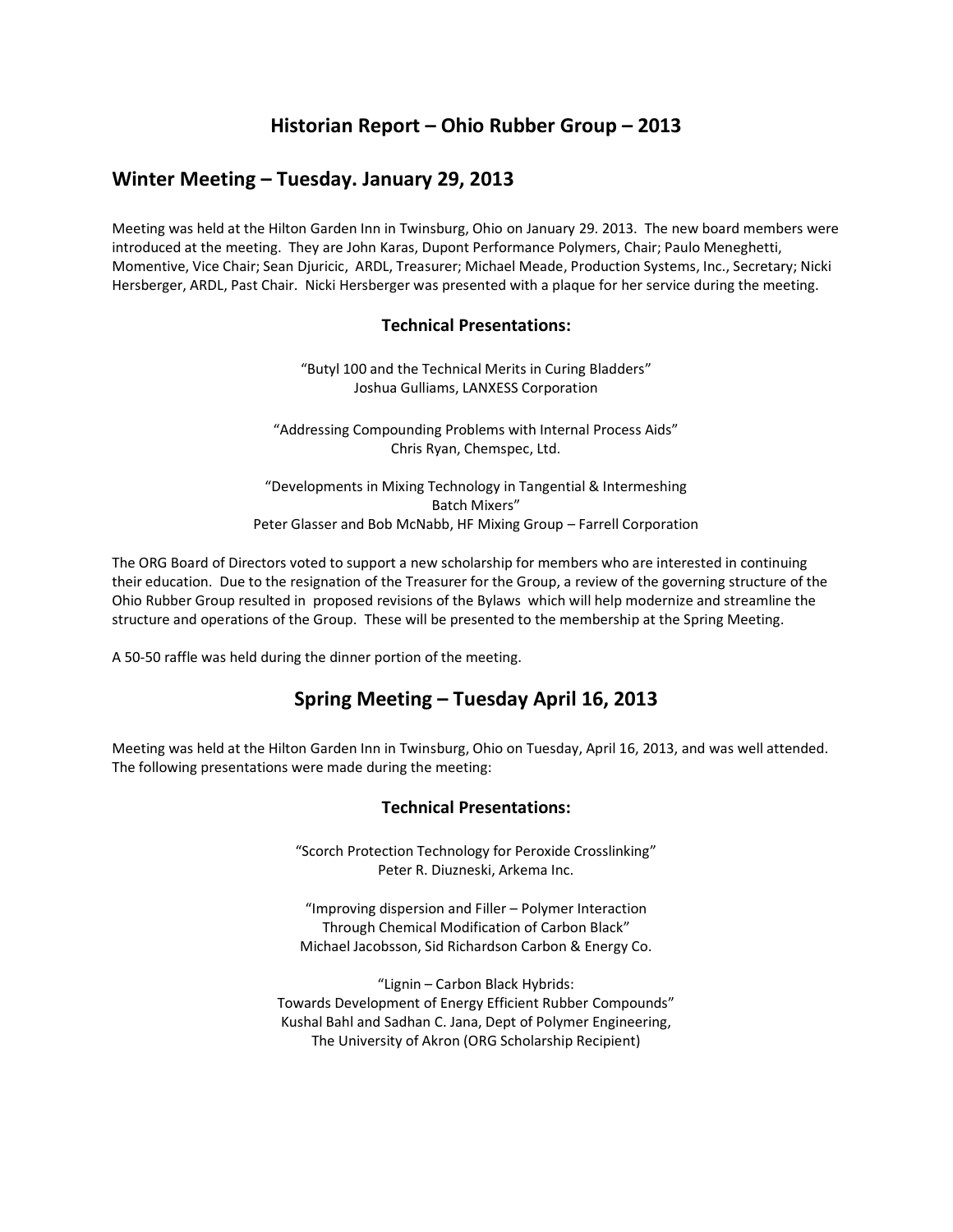# Historian Report – Ohio Rubber Group – 2013

## Winter Meeting – Tuesday. January 29, 2013

Meeting was held at the Hilton Garden Inn in Twinsburg, Ohio on January 29. 2013. The new board members were introduced at the meeting. They are John Karas, Dupont Performance Polymers, Chair; Paulo Meneghetti, Momentive, Vice Chair; Sean Djuricic, ARDL, Treasurer; Michael Meade, Production Systems, Inc., Secretary; Nicki Hersberger, ARDL, Past Chair. Nicki Hersberger was presented with a plaque for her service during the meeting.

### Technical Presentations:

"Butyl 100 and the Technical Merits in Curing Bladders"
Joshua Gulliams, LANXESS Corporation

"Addressing Compounding Problems with Internal Process Aids"
Chris Ryan, Chemspec, Ltd.

"Developments in Mixing Technology in Tangential & Intermeshing Batch Mixers"
Peter Glasser and Bob McNabb, HF Mixing Group – Farrell Corporation

The ORG Board of Directors voted to support a new scholarship for members who are interested in continuing their education. Due to the resignation of the Treasurer for the Group, a review of the governing structure of the Ohio Rubber Group resulted in proposed revisions of the Bylaws which will help modernize and streamline the structure and operations of the Group. These will be presented to the membership at the Spring Meeting.

A 50-50 raffle was held during the dinner portion of the meeting.

## Spring Meeting – Tuesday April 16, 2013

Meeting was held at the Hilton Garden Inn in Twinsburg, Ohio on Tuesday, April 16, 2013, and was well attended. The following presentations were made during the meeting:

### Technical Presentations:

"Scorch Protection Technology for Peroxide Crosslinking"
Peter R. Diuzneski, Arkema Inc.

"Improving dispersion and Filler – Polymer Interaction Through Chemical Modification of Carbon Black"
Michael Jacobsson, Sid Richardson Carbon & Energy Co.

"Lignin – Carbon Black Hybrids: Towards Development of Energy Efficient Rubber Compounds"
Kushal Bahl and Sadhan C. Jana, Dept of Polymer Engineering, The University of Akron (ORG Scholarship Recipient)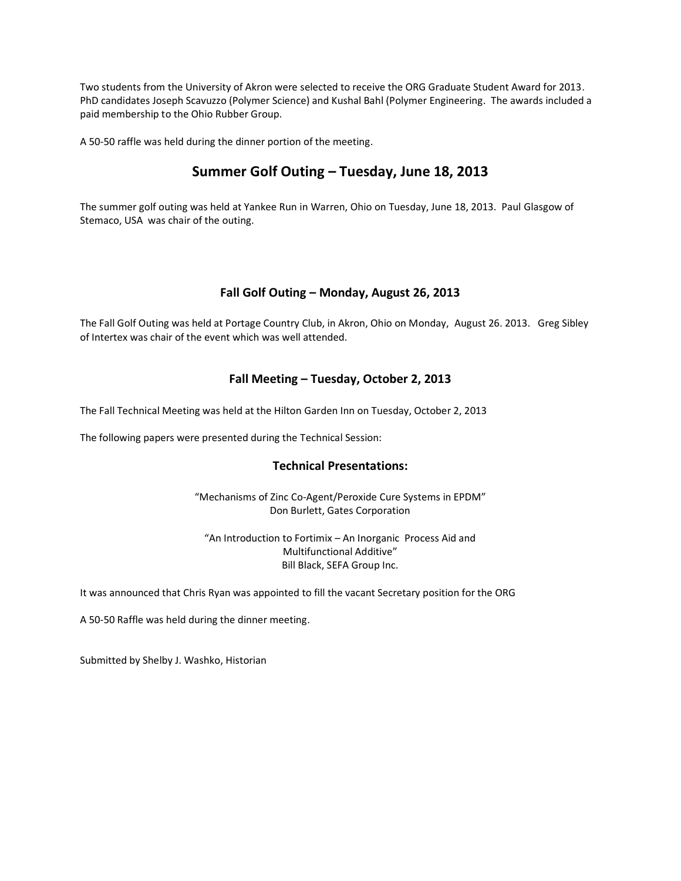Two students from the University of Akron were selected to receive the ORG Graduate Student Award for 2013. PhD candidates Joseph Scavuzzo (Polymer Science) and Kushal Bahl (Polymer Engineering. The awards included a paid membership to the Ohio Rubber Group.

A 50-50 raffle was held during the dinner portion of the meeting.

## Summer Golf Outing – Tuesday, June 18, 2013

The summer golf outing was held at Yankee Run in Warren, Ohio on Tuesday, June 18, 2013. Paul Glasgow of Stemaco, USA was chair of the outing.

### Fall Golf Outing – Monday, August 26, 2013

The Fall Golf Outing was held at Portage Country Club, in Akron, Ohio on Monday, August 26. 2013. Greg Sibley of Intertex was chair of the event which was well attended.

### Fall Meeting – Tuesday, October 2, 2013

The Fall Technical Meeting was held at the Hilton Garden Inn on Tuesday, October 2, 2013

The following papers were presented during the Technical Session:

### Technical Presentations:

"Mechanisms of Zinc Co-Agent/Peroxide Cure Systems in EPDM"
Don Burlett, Gates Corporation

"An Introduction to Fortimix – An Inorganic Process Aid and Multifunctional Additive"
Bill Black, SEFA Group Inc.

It was announced that Chris Ryan was appointed to fill the vacant Secretary position for the ORG

A 50-50 Raffle was held during the dinner meeting.

Submitted by Shelby J. Washko, Historian